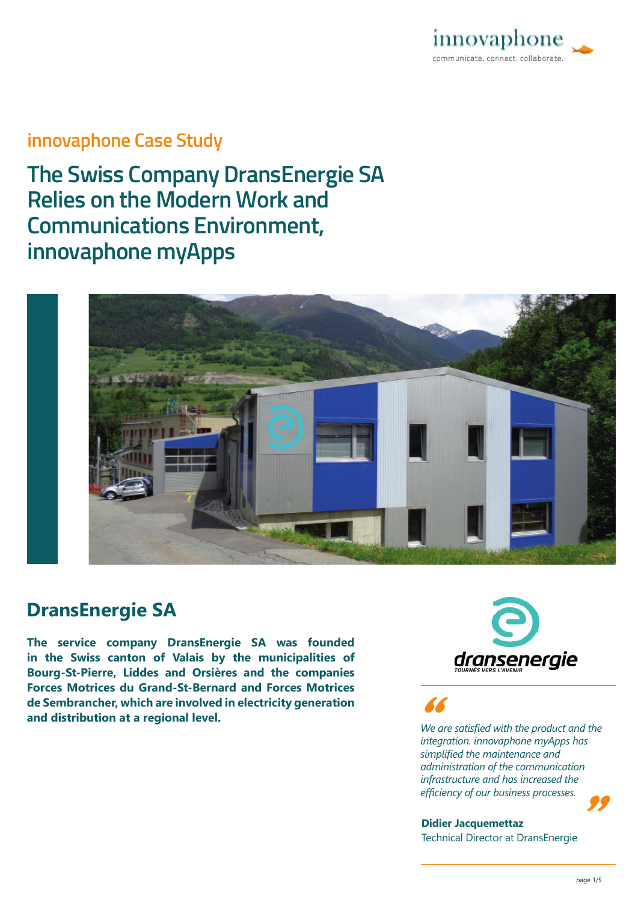innovaphone Case Study

# The Swiss Company DransEnergie SA Relies on the Modern Work and Communications Environment, innovaphone myApps

## DransEnergie SA

**The service company DransEnergie SA was founded in the Swiss canton of Valais by the municipalities of Bourg-St-Pierre, Liddes and Orsières and the companies Forces Motrices du Grand-St-Bernard and Forces Motrices de Sembrancher, which are involved in electricity generation and distribution at a regional level.**

> *We are satisfied with the product and the integration. innovaphone myApps has simplified the maintenance and administration of the communication infrastructure and has increased the efficiency of our business processes.*

**Didier Jacquemettaz**
Technical Director at DransEnergie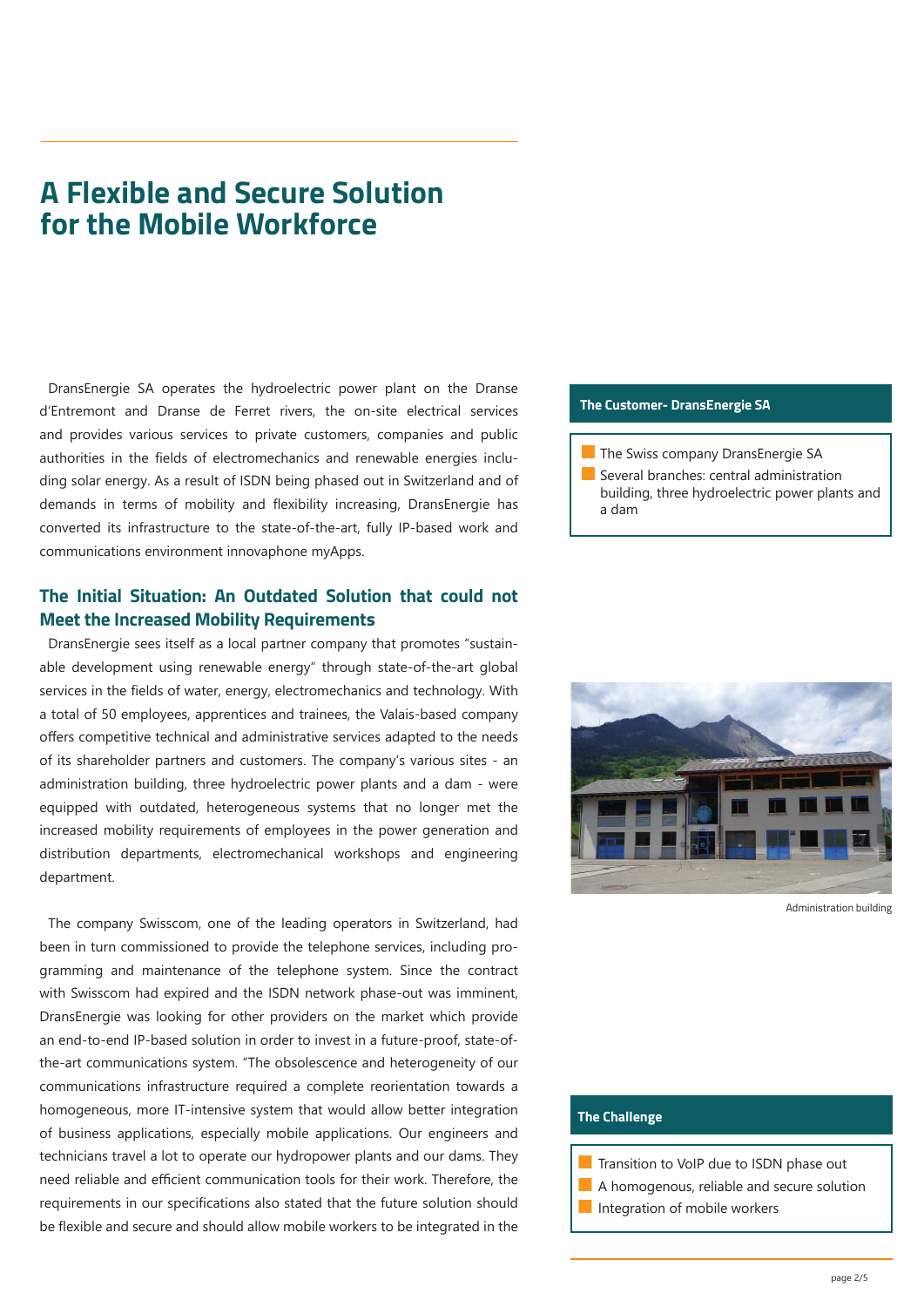# A Flexible and Secure Solution for the Mobile Workforce

DransEnergie SA operates the hydroelectric power plant on the Dranse d'Entremont and Dranse de Ferret rivers, the on-site electrical services and provides various services to private customers, companies and public authorities in the fields of electromechanics and renewable energies including solar energy. As a result of ISDN being phased out in Switzerland and of demands in terms of mobility and flexibility increasing, DransEnergie has converted its infrastructure to the state-of-the-art, fully IP-based work and communications environment innovaphone myApps.

### The Customer- DransEnergie SA

- The Swiss company DransEnergie SA
- Several branches: central administration building, three hydroelectric power plants and a dam

## The Initial Situation: An Outdated Solution that could not Meet the Increased Mobility Requirements

DransEnergie sees itself as a local partner company that promotes "sustainable development using renewable energy" through state-of-the-art global services in the fields of water, energy, electromechanics and technology. With a total of 50 employees, apprentices and trainees, the Valais-based company offers competitive technical and administrative services adapted to the needs of its shareholder partners and customers. The company's various sites - an administration building, three hydroelectric power plants and a dam - were equipped with outdated, heterogeneous systems that no longer met the increased mobility requirements of employees in the power generation and distribution departments, electromechanical workshops and engineering department.

Administration building

The company Swisscom, one of the leading operators in Switzerland, had been in turn commissioned to provide the telephone services, including programming and maintenance of the telephone system. Since the contract with Swisscom had expired and the ISDN network phase-out was imminent, DransEnergie was looking for other providers on the market which provide an end-to-end IP-based solution in order to invest in a future-proof, state-of-the-art communications system. "The obsolescence and heterogeneity of our communications infrastructure required a complete reorientation towards a homogeneous, more IT-intensive system that would allow better integration of business applications, especially mobile applications. Our engineers and technicians travel a lot to operate our hydropower plants and our dams. They need reliable and efficient communication tools for their work. Therefore, the requirements in our specifications also stated that the future solution should be flexible and secure and should allow mobile workers to be integrated in the

### The Challenge

- Transition to VoIP due to ISDN phase out
- A homogenous, reliable and secure solution
- Integration of mobile workers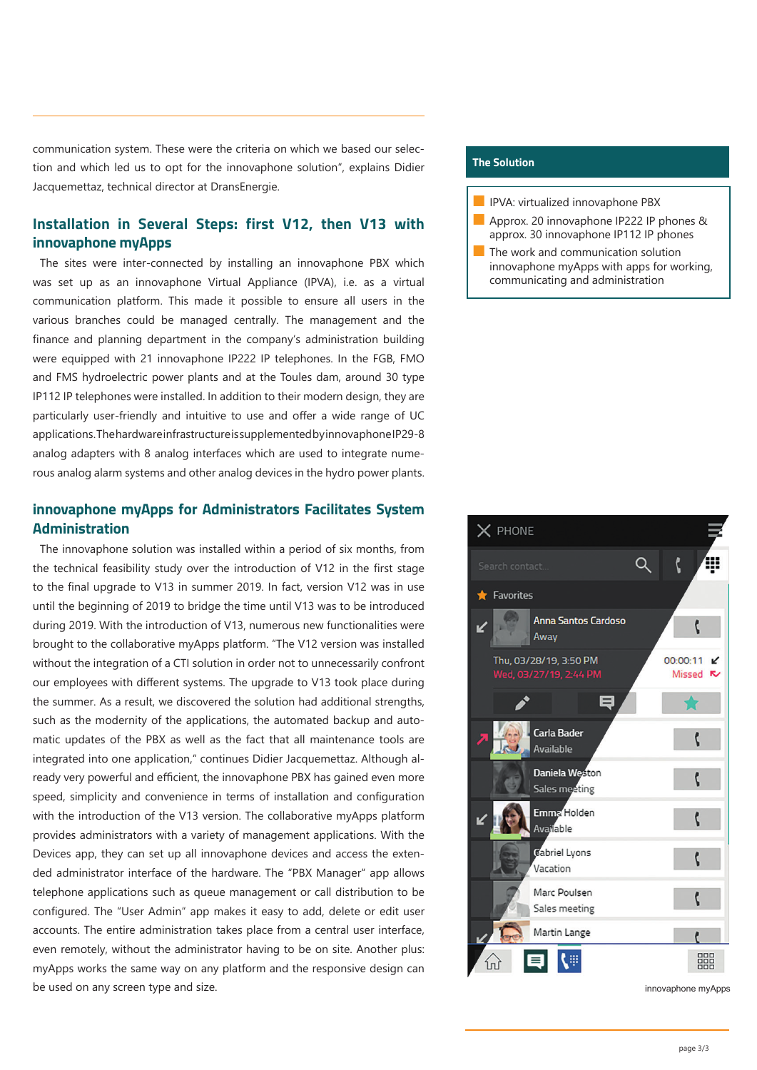communication system. These were the criteria on which we based our selection and which led us to opt for the innovaphone solution", explains Didier Jacquemettaz, technical director at DransEnergie.

## Installation in Several Steps: first V12, then V13 with innovaphone myApps

The sites were inter-connected by installing an innovaphone PBX which was set up as an innovaphone Virtual Appliance (IPVA), i.e. as a virtual communication platform. This made it possible to ensure all users in the various branches could be managed centrally. The management and the finance and planning department in the company's administration building were equipped with 21 innovaphone IP222 IP telephones. In the FGB, FMO and FMS hydroelectric power plants and at the Toules dam, around 30 type IP112 IP telephones were installed. In addition to their modern design, they are particularly user-friendly and intuitive to use and offer a wide range of UC applications. The hardware infrastructure is supplemented by innovaphone IP29-8 analog adapters with 8 analog interfaces which are used to integrate numerous analog alarm systems and other analog devices in the hydro power plants.

## innovaphone myApps for Administrators Facilitates System Administration

The innovaphone solution was installed within a period of six months, from the technical feasibility study over the introduction of V12 in the first stage to the final upgrade to V13 in summer 2019. In fact, version V12 was in use until the beginning of 2019 to bridge the time until V13 was to be introduced during 2019. With the introduction of V13, numerous new functionalities were brought to the collaborative myApps platform. "The V12 version was installed without the integration of a CTI solution in order not to unnecessarily confront our employees with different systems. The upgrade to V13 took place during the summer. As a result, we discovered the solution had additional strengths, such as the modernity of the applications, the automated backup and automatic updates of the PBX as well as the fact that all maintenance tools are integrated into one application," continues Didier Jacquemettaz. Although already very powerful and efficient, the innovaphone PBX has gained even more speed, simplicity and convenience in terms of installation and configuration with the introduction of the V13 version. The collaborative myApps platform provides administrators with a variety of management applications. With the Devices app, they can set up all innovaphone devices and access the extended administrator interface of the hardware. The "PBX Manager" app allows telephone applications such as queue management or call distribution to be configured. The "User Admin" app makes it easy to add, delete or edit user accounts. The entire administration takes place from a central user interface, even remotely, without the administrator having to be on site. Another plus: myApps works the same way on any platform and the responsive design can be used on any screen type and size.

**The Solution**

- IPVA: virtualized innovaphone PBX
- Approx. 20 innovaphone IP222 IP phones & approx. 30 innovaphone IP112 IP phones
- The work and communication solution innovaphone myApps with apps for working, communicating and administration

innovaphone myApps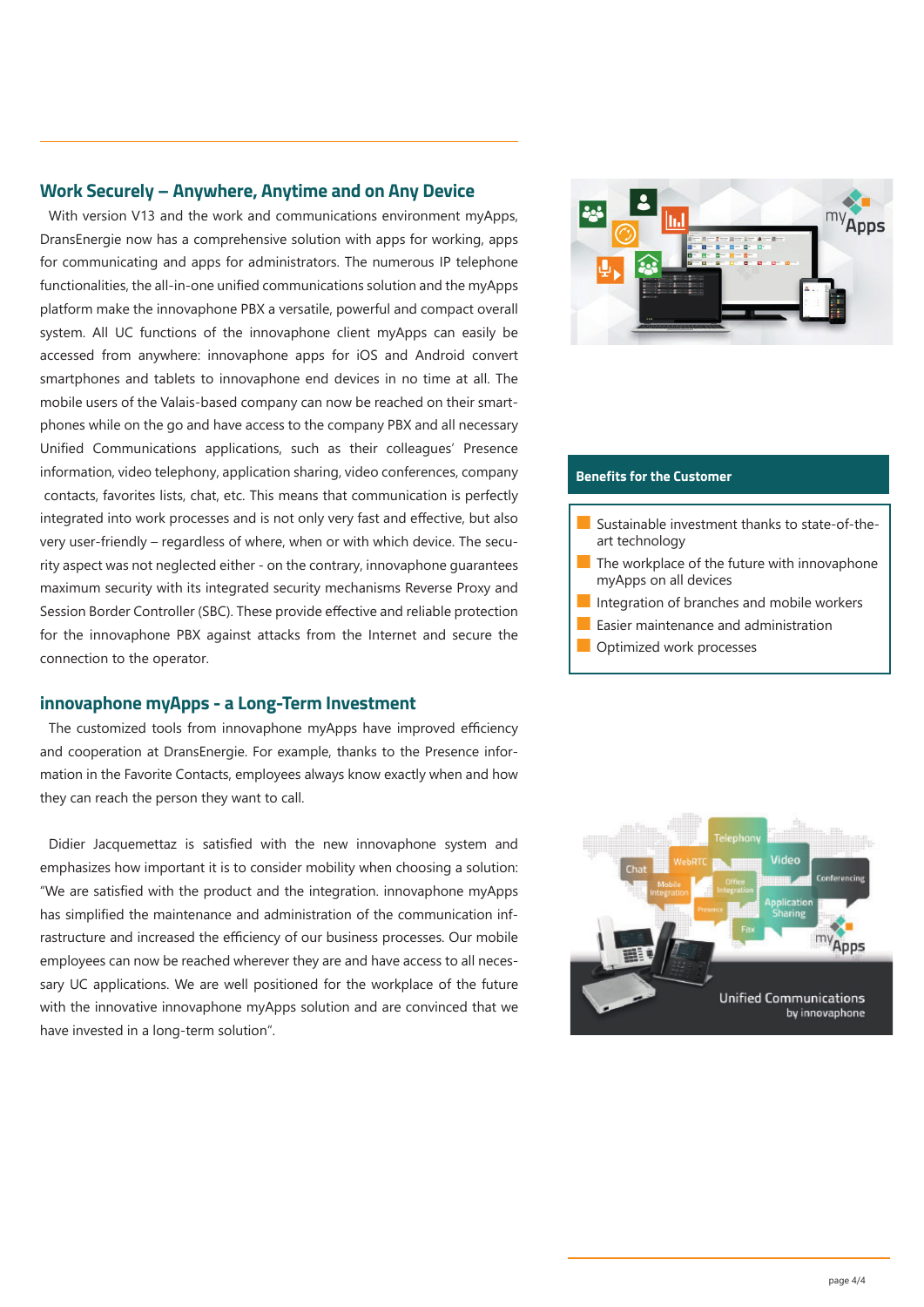## Work Securely – Anywhere, Anytime and on Any Device

With version V13 and the work and communications environment myApps, DransEnergie now has a comprehensive solution with apps for working, apps for communicating and apps for administrators. The numerous IP telephone functionalities, the all-in-one unified communications solution and the myApps platform make the innovaphone PBX a versatile, powerful and compact overall system. All UC functions of the innovaphone client myApps can easily be accessed from anywhere: innovaphone apps for iOS and Android convert smartphones and tablets to innovaphone end devices in no time at all. The mobile users of the Valais-based company can now be reached on their smartphones while on the go and have access to the company PBX and all necessary Unified Communications applications, such as their colleagues' Presence information, video telephony, application sharing, video conferences, company contacts, favorites lists, chat, etc. This means that communication is perfectly integrated into work processes and is not only very fast and effective, but also very user-friendly – regardless of where, when or with which device. The security aspect was not neglected either - on the contrary, innovaphone guarantees maximum security with its integrated security mechanisms Reverse Proxy and Session Border Controller (SBC). These provide effective and reliable protection for the innovaphone PBX against attacks from the Internet and secure the connection to the operator.

## innovaphone myApps - a Long-Term Investment

The customized tools from innovaphone myApps have improved efficiency and cooperation at DransEnergie. For example, thanks to the Presence information in the Favorite Contacts, employees always know exactly when and how they can reach the person they want to call.

Didier Jacquemettaz is satisfied with the new innovaphone system and emphasizes how important it is to consider mobility when choosing a solution: "We are satisfied with the product and the integration. innovaphone myApps has simplified the maintenance and administration of the communication infrastructure and increased the efficiency of our business processes. Our mobile employees can now be reached wherever they are and have access to all necessary UC applications. We are well positioned for the workplace of the future with the innovative innovaphone myApps solution and are convinced that we have invested in a long-term solution".

### Benefits for the Customer

- Sustainable investment thanks to state-of-the-art technology
- The workplace of the future with innovaphone myApps on all devices
- Integration of branches and mobile workers
- Easier maintenance and administration
- Optimized work processes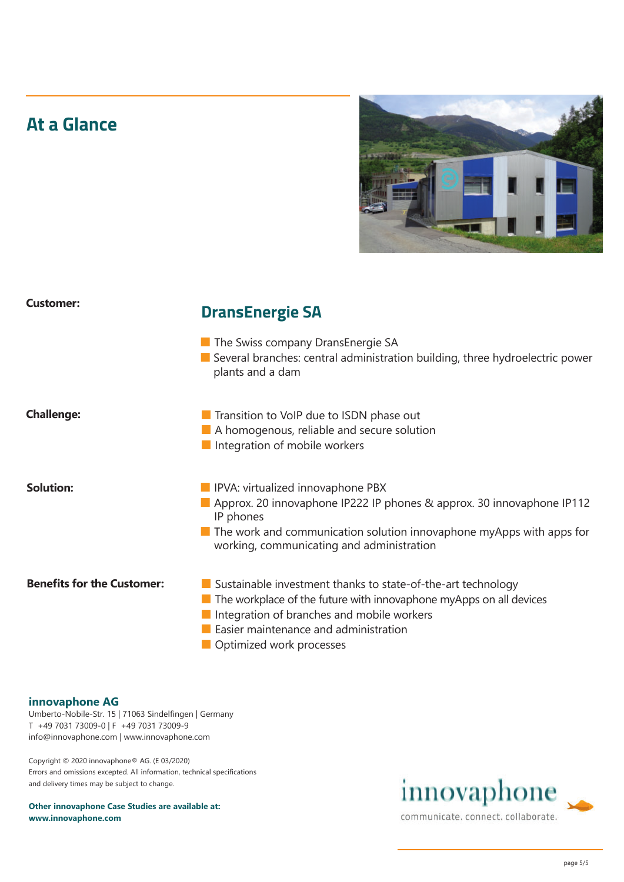## At a Glance

**Customer:**

### DransEnergie SA

- The Swiss company DransEnergie SA
- Several branches: central administration building, three hydroelectric power plants and a dam

**Challenge:**

- Transition to VoIP due to ISDN phase out
- A homogenous, reliable and secure solution
- Integration of mobile workers

**Solution:**

- IPVA: virtualized innovaphone PBX
- Approx. 20 innovaphone IP222 IP phones & approx. 30 innovaphone IP112 IP phones
- The work and communication solution innovaphone myApps with apps for working, communicating and administration

**Benefits for the Customer:**

- Sustainable investment thanks to state-of-the-art technology
- The workplace of the future with innovaphone myApps on all devices
- Integration of branches and mobile workers
- Easier maintenance and administration
- Optimized work processes

**innovaphone AG**
Umberto-Nobile-Str. 15 | 71063 Sindelfingen | Germany
T +49 7031 73009-0 | F +49 7031 73009-9
info@innovaphone.com | www.innovaphone.com

Copyright © 2020 innovaphone® AG. (E 03/2020)
Errors and omissions excepted. All information, technical specifications and delivery times may be subject to change.

**Other innovaphone Case Studies are available at:**
**www.innovaphone.com**

innovaphone
communicate. connect. collaborate.